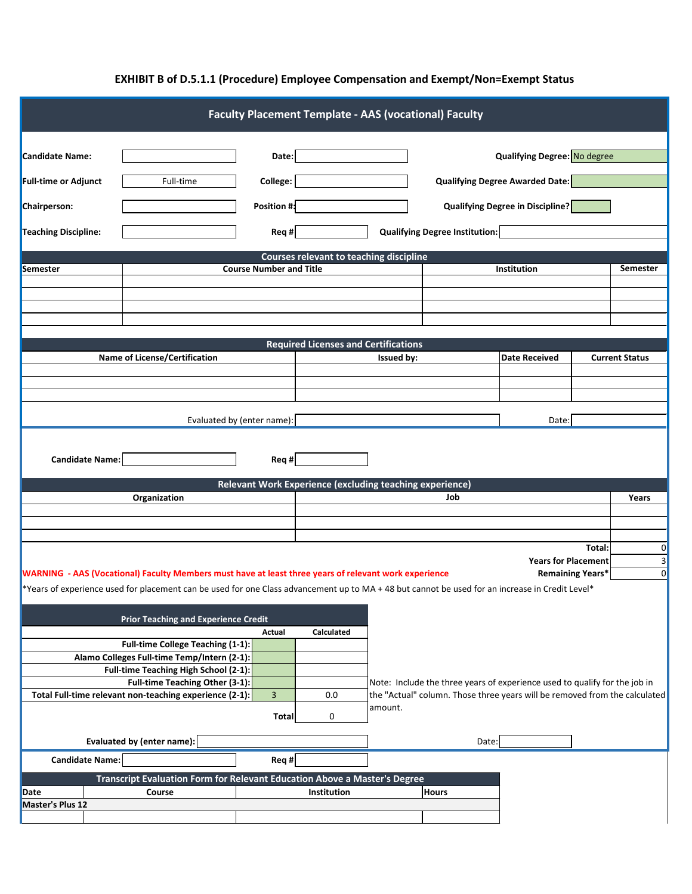# EXHIBIT B of D.5.1.1 (Procedure) Employee Compensation and Exempt/Non=Exempt Status

## Faculty Placement Template - AAS (vocational) Faculty

| | | | | | |
|---|---|---|---|---|---|
| **Candidate Name:** | | **Date:** | | **Qualifying Degree:** | No degree |
| **Full-time or Adjunct** | Full-time | **College:** | | **Qualifying Degree Awarded Date:** | |
| **Chairperson:** | | **Position #:** | | **Qualifying Degree in Discipline?** | |
| **Teaching Discipline:** | | **Req #** | | **Qualifying Degree Institution:** | |

### Courses relevant to teaching discipline

| Semester | Course Number and Title | Institution | Semester |
|---|---|---|---|
| | | | |
| | | | |
| | | | |
| | | | |

### Required Licenses and Certifications

| Name of License/Certification | Issued by: | Date Received | Current Status |
|---|---|---|---|
| | | | |
| | | | |
| | | | |

Evaluated by (enter name): ________ Date: ________

**Candidate Name:** ________ **Req #** ________

### Relevant Work Experience (excluding teaching experience)

| Organization | Job | Years |
|---|---|---|
| | | |
| | | |
| | | |
| | **Total:** | 0 |
| | **Years for Placement** | 3 |
| | **Remaining Years*** | 0 |

**WARNING - AAS (Vocational) Faculty Members must have at least three years of relevant work experience**

*Years of experience used for placement can be used for one Class advancement up to MA + 48 but cannot be used for an increase in Credit Level*

### Prior Teaching and Experience Credit

| | Actual | Calculated |
|---|---|---|
| **Full-time College Teaching (1-1):** | | |
| **Alamo Colleges Full-time Temp/Intern (2-1):** | | |
| **Full-time Teaching High School (2-1):** | | |
| **Full-time Teaching Other (3-1):** | | |
| **Total Full-time relevant non-teaching experience (2-1):** | 3 | 0.0 |
| | **Total** | 0 |

Note: Include the three years of experience used to qualify for the job in the "Actual" column. Those three years will be removed from the calculated amount.

**Evaluated by (enter name):** ________ Date: ________

**Candidate Name:** ________ **Req #** ________

### Transcript Evaluation Form for Relevant Education Above a Master's Degree

| Date | Course | Institution | Hours |
|---|---|---|---|
| **Master's Plus 12** | | | |
| | | | |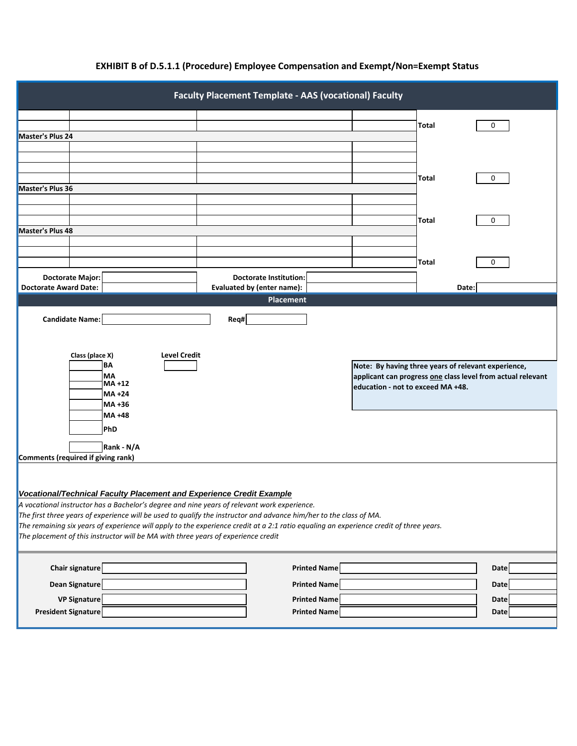## EXHIBIT B of D.5.1.1 (Procedure) Employee Compensation and Exempt/Non=Exempt Status

### Faculty Placement Template - AAS (vocational) Faculty

| | | | | | |
|---|---|---|---|---|---|
| | | | | | |
| | | | | **Total** | 0 |
| **Master's Plus 24** | | | | | |
| | | | | | |
| | | | | | |
| | | | | | |
| | | | | **Total** | 0 |
| **Master's Plus 36** | | | | | |
| | | | | | |
| | | | | | |
| | | | | **Total** | 0 |
| **Master's Plus 48** | | | | | |
| | | | | | |
| | | | | | |
| | | | | **Total** | 0 |

**Doctorate Major:** ______ **Doctorate Institution:** ______

**Doctorate Award Date:** ______ **Evaluated by (enter name):** ______ **Date:** ______

### Placement

**Candidate Name:** ______ **Req#** ______

**Class (place X)** | **Level Credit**

| Class (place X) | | Level Credit |
|---|---|---|
| | **BA** | |
| | **MA** | |
| | **MA +12** | |
| | **MA +24** | |
| | **MA +36** | |
| | **MA +48** | |
| | **PhD** | |
| | **Rank - N/A** | |

**Note: By having three years of relevant experience, applicant can progress one class level from actual relevant education - not to exceed MA +48.**

**Comments (required if giving rank)**

***Vocational/Technical Faculty Placement and Experience Credit Example***

*A vocational instructor has a Bachelor's degree and nine years of relevant work experience.*
*The first three years of experience will be used to qualify the instructor and advance him/her to the class of MA.*
*The remaining six years of experience will apply to the experience credit at a 2:1 ratio equaling an experience credit of three years.*
*The placement of this instructor will be MA with three years of experience credit*

| | | | | | |
|---|---|---|---|---|---|
| **Chair signature** | | **Printed Name** | | **Date** | |
| **Dean Signature** | | **Printed Name** | | **Date** | |
| **VP Signature** | | **Printed Name** | | **Date** | |
| **President Signature** | | **Printed Name** | | **Date** | |